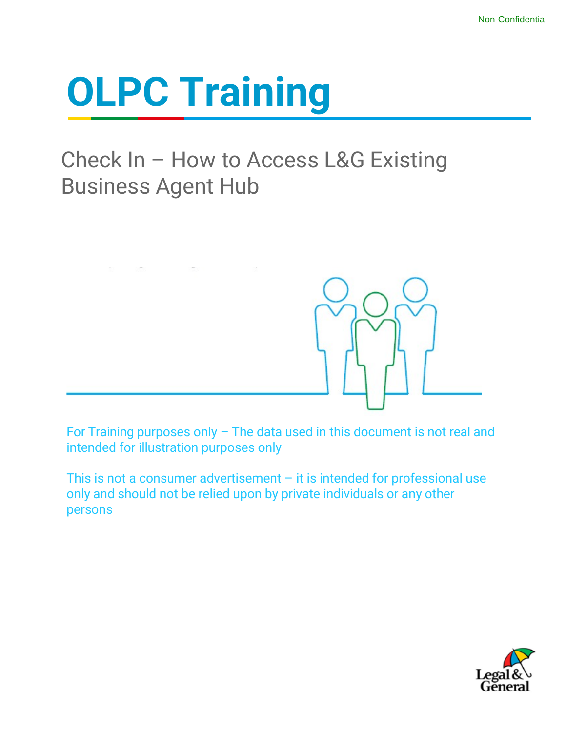Non-Confidential

# OLPC Training

## Check In – How to Access L&G Existing Business Agent Hub

For Training purposes only – The data used in this document is not real and intended for illustration purposes only

This is not a consumer advertisement – it is intended for professional use only and should not be relied upon by private individuals or any other persons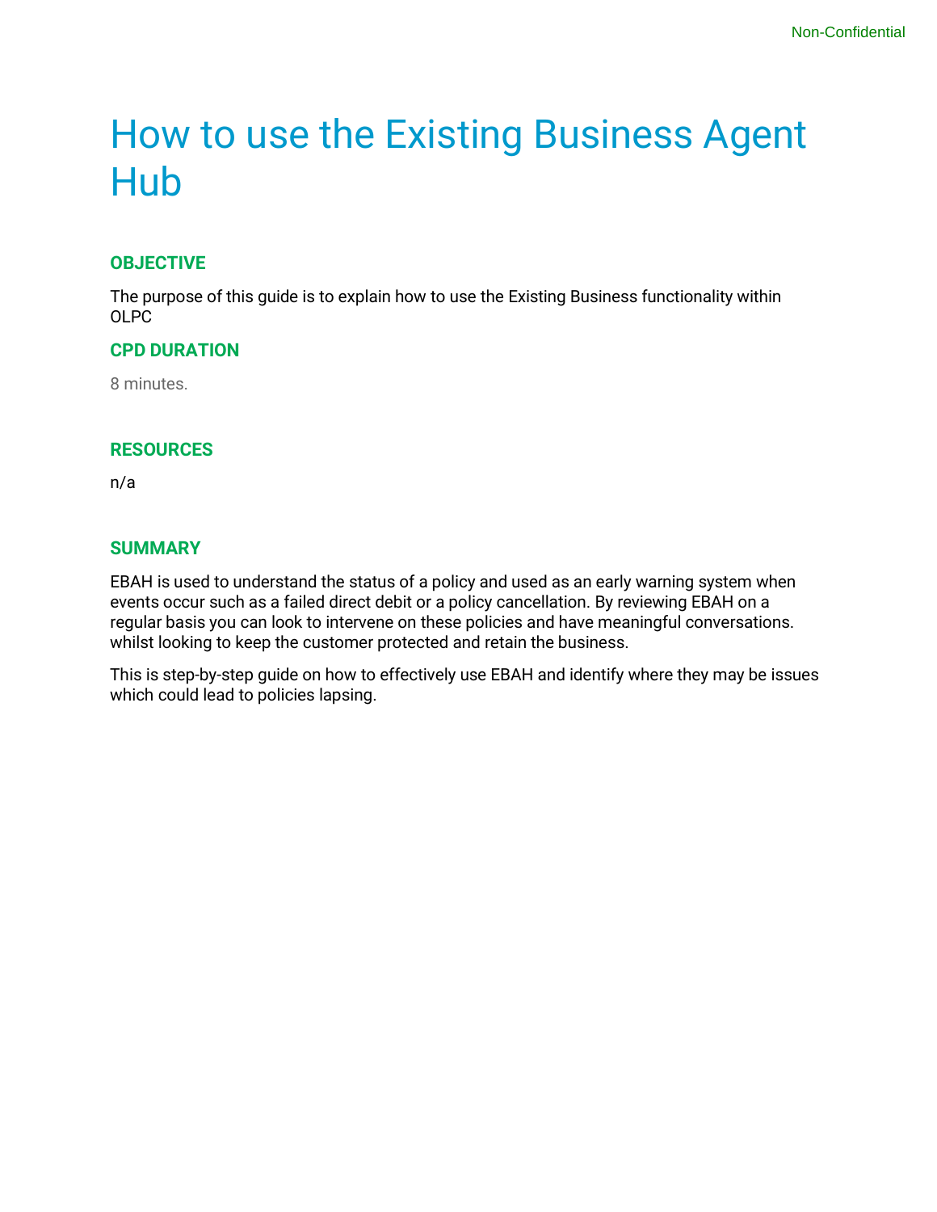# How to use the Existing Business Agent Hub

## OBJECTIVE

The purpose of this guide is to explain how to use the Existing Business functionality within OLPC

## CPD DURATION

8 minutes.

## RESOURCES

n/a

## SUMMARY

EBAH is used to understand the status of a policy and used as an early warning system when events occur such as a failed direct debit or a policy cancellation. By reviewing EBAH on a regular basis you can look to intervene on these policies and have meaningful conversations. whilst looking to keep the customer protected and retain the business.

This is step-by-step guide on how to effectively use EBAH and identify where they may be issues which could lead to policies lapsing.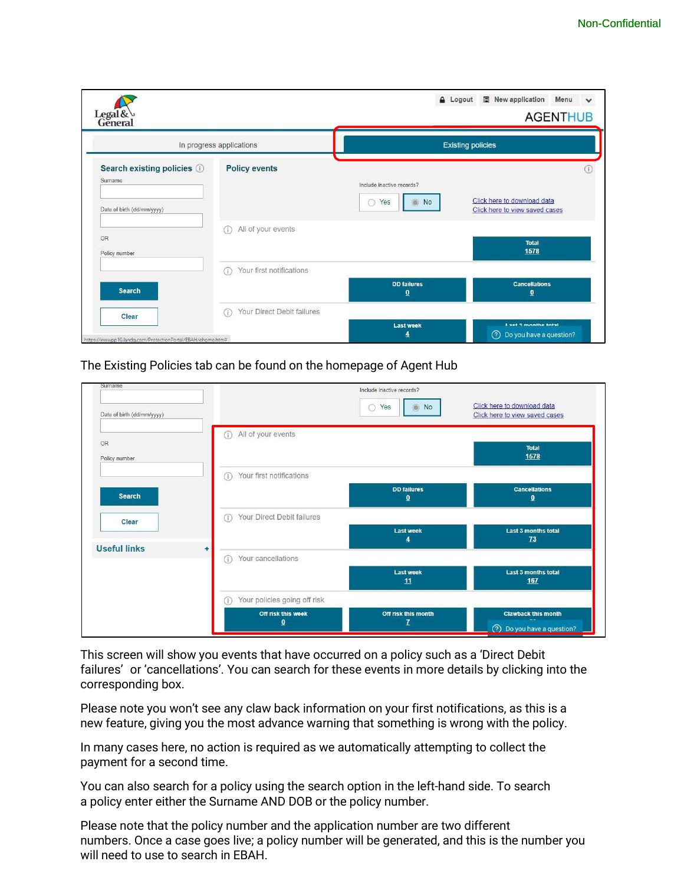The Existing Policies tab can be found on the homepage of Agent Hub

This screen will show you events that have occurred on a policy such as a 'Direct Debit failures' or 'cancellations'. You can search for these events in more details by clicking into the corresponding box.

Please note you won't see any claw back information on your first notifications, as this is a new feature, giving you the most advance warning that something is wrong with the policy.

In many cases here, no action is required as we automatically attempting to collect the payment for a second time.

You can also search for a policy using the search option in the left-hand side. To search a policy enter either the Surname AND DOB or the policy number.

Please note that the policy number and the application number are two different numbers. Once a case goes live; a policy number will be generated, and this is the number you will need to use to search in EBAH.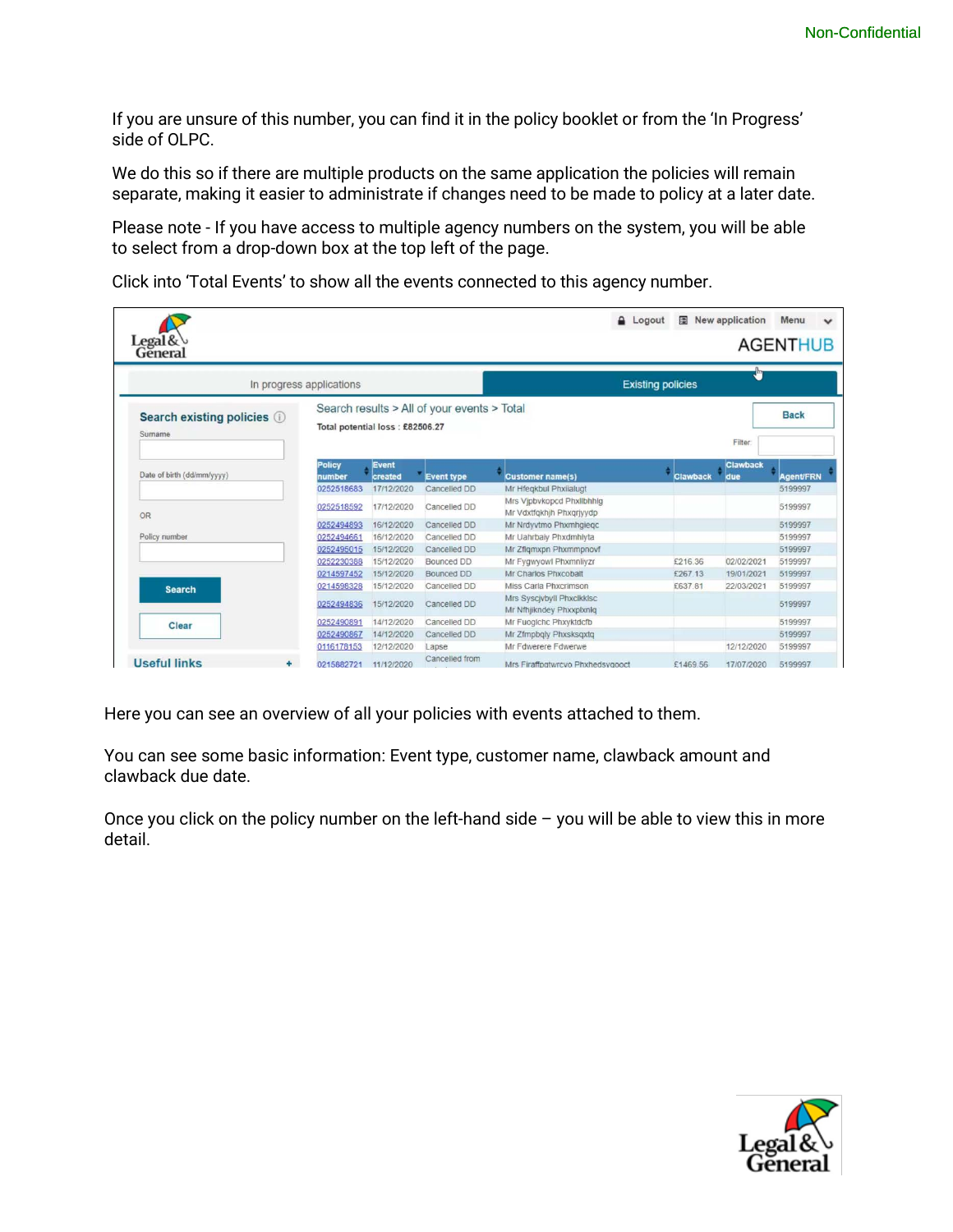If you are unsure of this number, you can find it in the policy booklet or from the 'In Progress' side of OLPC.

We do this so if there are multiple products on the same application the policies will remain separate, making it easier to administrate if changes need to be made to policy at a later date.

Please note - If you have access to multiple agency numbers on the system, you will be able to select from a drop-down box at the top left of the page.

Click into 'Total Events' to show all the events connected to this agency number.

Logout | New application | Menu

AGENTHUB

In progress applications | Existing policies

**Search existing policies**

Surname

Date of birth (dd/mm/yyyy)

OR

Policy number

Search

Clear

Useful links +

Search results > All of your events > Total

Total potential loss : £82506.27

Back

Filter:

| Policy number | Event created | Event type | Customer name(s) | Clawback | Clawback due | Agent/FRN |
|---|---|---|---|---|---|---|
| 0252518683 | 17/12/2020 | Cancelled DD | Mr Hfeqkbul Phxialugt | | | 5199997 |
| 0252518592 | 17/12/2020 | Cancelled DD | Mrs Vjpbvkopcd Phxlibhhig<br>Mr Vdxtfqkhjh Phxqrjyydp | | | 5199997 |
| 0252494893 | 16/12/2020 | Cancelled DD | Mr Nrdyvtmo Phxmhgieqc | | | 5199997 |
| 0252494661 | 16/12/2020 | Cancelled DD | Mr Uahrbaly Phxdmhlyta | | | 5199997 |
| 0252495015 | 15/12/2020 | Cancelled DD | Mr Zflqmxpn Phxmmpnovf | | | 5199997 |
| 0252230388 | 15/12/2020 | Bounced DD | Mr Fygwyowl Phxmnliyzr | £216.36 | 02/02/2021 | 5199997 |
| 0214597452 | 15/12/2020 | Bounced DD | Mr Charlos Phxcobalt | £267.13 | 19/01/2021 | 5199997 |
| 0214598328 | 15/12/2020 | Cancelled DD | Miss Carla Phxcrimson | £637.81 | 22/03/2021 | 5199997 |
| 0252494836 | 15/12/2020 | Cancelled DD | Mrs Syscjvbyll Phxclkklsc<br>Mr Nfhjikndey Phxxplxnlq | | | 5199997 |
| 0252490891 | 14/12/2020 | Cancelled DD | Mr Fuoglchc Phxyktdcfb | | | 5199997 |
| 0252490867 | 14/12/2020 | Cancelled DD | Mr Zfmpbqly Phxsksqxtq | | | 5199997 |
| 0116178153 | 12/12/2020 | Lapse | Mr Fdwerere Fdwerwe | | 12/12/2020 | 5199997 |
| 0215882721 | 11/12/2020 | Cancelled from | Mrs Firaffpqtwrcvo Phxhedsvqooct | £1469.56 | 17/07/2020 | 5199997 |

Here you can see an overview of all your policies with events attached to them.

You can see some basic information: Event type, customer name, clawback amount and clawback due date.

Once you click on the policy number on the left-hand side – you will be able to view this in more detail.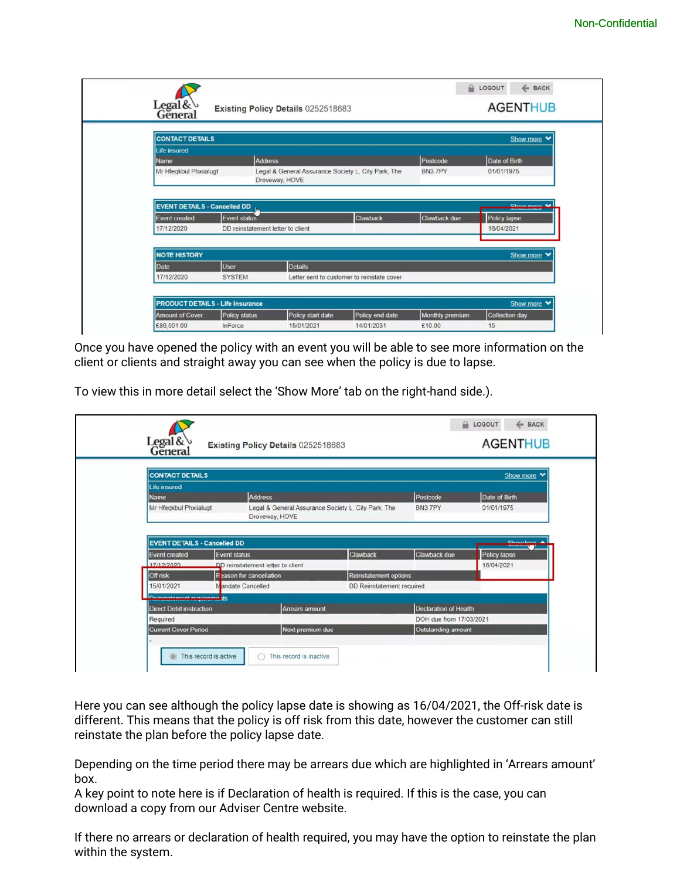Legal & General — **Existing Policy Details** 0252518683 — AGENTHUB (LOGOUT | BACK)

**CONTACT DETAILS** (Show more)

Life insured

| Name | Address | Postcode | Date of Birth |
|---|---|---|---|
| Mr Hfeqkbul Phxiialugt | Legal & General Assurance Society L, City Park, The Droveway, HOVE | BN3 7PY | 01/01/1975 |

**EVENT DETAILS - Cancelled DD** (Show more)

| Event created | Event status | Clawback | Clawback due | Policy lapse |
|---|---|---|---|---|
| 17/12/2020 | DD reinstatement letter to client | | | 16/04/2021 |

**NOTE HISTORY** (Show more)

| Date | User | Details |
|---|---|---|
| 17/12/2020 | SYSTEM | Letter sent to customer to reinstate cover |

**PRODUCT DETAILS - Life Insurance** (Show more)

| Amount of Cover | Policy status | Policy start date | Policy end date | Monthly premium | Collection day |
|---|---|---|---|---|---|
| £86,501.00 | InForce | 15/01/2021 | 14/01/2031 | £10.00 | 15 |

Once you have opened the policy with an event you will be able to see more information on the client or clients and straight away you can see when the policy is due to lapse.

To view this in more detail select the 'Show More' tab on the right-hand side.).

Legal & General — **Existing Policy Details** 0252518683 — AGENTHUB (LOGOUT | BACK)

**CONTACT DETAILS** (Show more)

Life insured

| Name | Address | Postcode | Date of Birth |
|---|---|---|---|
| Mr Hfeqkbul Phxiialugt | Legal & General Assurance Society L, City Park, The Droveway, HOVE | BN3 7PY | 01/01/1975 |

**EVENT DETAILS - Cancelled DD** (Show less)

| Event created | Event status | Clawback | Clawback due | Policy lapse |
|---|---|---|---|---|
| 17/12/2020 | DD reinstatement letter to client | | | 16/04/2021 |

| Off risk | Reason for cancellation | Reinstatement options |
|---|---|---|
| 15/01/2021 | Mandate Cancelled | DD Reinstatement required |

Reinstatement requirements

| Direct Debit instruction | Arrears amount | Declaration of Health |
|---|---|---|
| Required | | DOH due from 17/03/2021 |
| **Current Cover Period** | **Next premium due** | **Outstanding amount** |
| - | | |

This record is active | This record is inactive

Here you can see although the policy lapse date is showing as 16/04/2021, the Off-risk date is different. This means that the policy is off risk from this date, however the customer can still reinstate the plan before the policy lapse date.

Depending on the time period there may be arrears due which are highlighted in 'Arrears amount' box.
A key point to note here is if Declaration of health is required. If this is the case, you can download a copy from our Adviser Centre website.

If there no arrears or declaration of health required, you may have the option to reinstate the plan within the system.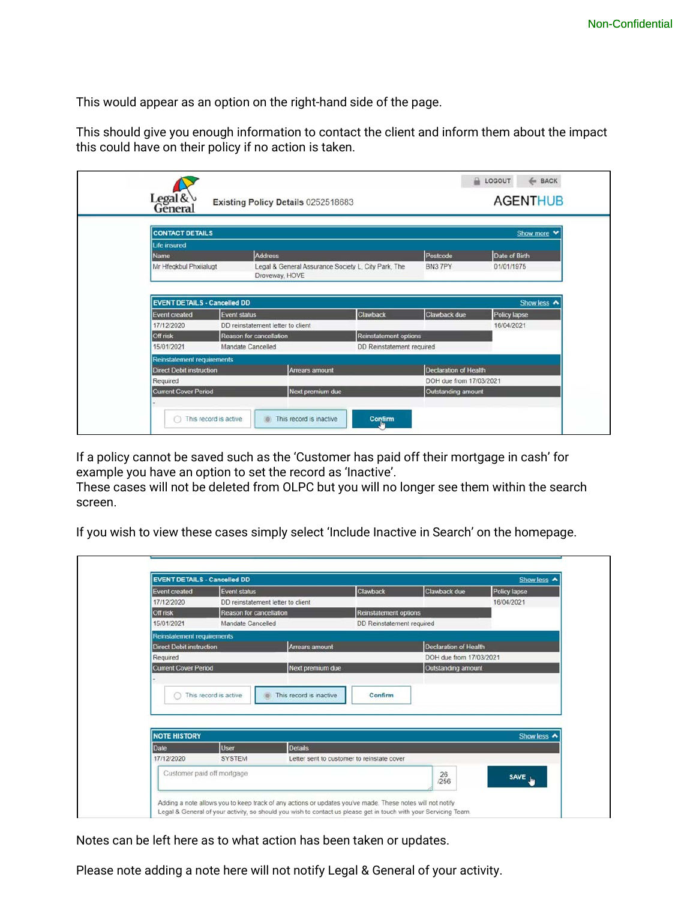This would appear as an option on the right-hand side of the page.

This should give you enough information to contact the client and inform them about the impact this could have on their policy if no action is taken.

Existing Policy Details 0252518683

AGENTHUB

LOGOUT | BACK

**CONTACT DETAILS** — Show more

Life insured

| Name | Address | Postcode | Date of Birth |
|---|---|---|---|
| Mr Hfeqkbul Phxiialugt | Legal & General Assurance Society L, City Park, The Droveway, HOVE | BN3 7PY | 01/01/1975 |

**EVENT DETAILS - Cancelled DD** — Show less

| Event created | Event status | Clawback | Clawback due | Policy lapse |
|---|---|---|---|---|
| 17/12/2020 | DD reinstatement letter to client | | | 16/04/2021 |
| **Off risk** | **Reason for cancellation** | **Reinstatement options** | | |
| 15/01/2021 | Mandate Cancelled | DD Reinstatement required | | |

Reinstatement requirements

| Direct Debit instruction | Arrears amount | Declaration of Health |
|---|---|---|
| Required | | DOH due from 17/03/2021 |
| **Current Cover Period** | **Next premium due** | **Outstanding amount** |
| - | | |

This record is active | This record is inactive | Confirm

If a policy cannot be saved such as the 'Customer has paid off their mortgage in cash' for example you have an option to set the record as 'Inactive'.
These cases will not be deleted from OLPC but you will no longer see them within the search screen.

If you wish to view these cases simply select 'Include Inactive in Search' on the homepage.

**EVENT DETAILS - Cancelled DD** — Show less

| Event created | Event status | Clawback | Clawback due | Policy lapse |
|---|---|---|---|---|
| 17/12/2020 | DD reinstatement letter to client | | | 16/04/2021 |
| **Off risk** | **Reason for cancellation** | **Reinstatement options** | | |
| 15/01/2021 | Mandate Cancelled | DD Reinstatement required | | |

Reinstatement requirements

| Direct Debit instruction | Arrears amount | Declaration of Health |
|---|---|---|
| Required | | DOH due from 17/03/2021 |
| **Current Cover Period** | **Next premium due** | **Outstanding amount** |
| - | | |

This record is active | This record is inactive | Confirm

**NOTE HISTORY** — Show less

| Date | User | Details |
|---|---|---|
| 17/12/2020 | SYSTEM | Letter sent to customer to reinstate cover |

Customer paid off mortgage — 26/256 — SAVE

Adding a note allows you to keep track of any actions or updates you've made. These notes will not notify Legal & General of your activity, so should you wish to contact us please get in touch with your Servicing Team.

Notes can be left here as to what action has been taken or updates.

Please note adding a note here will not notify Legal & General of your activity.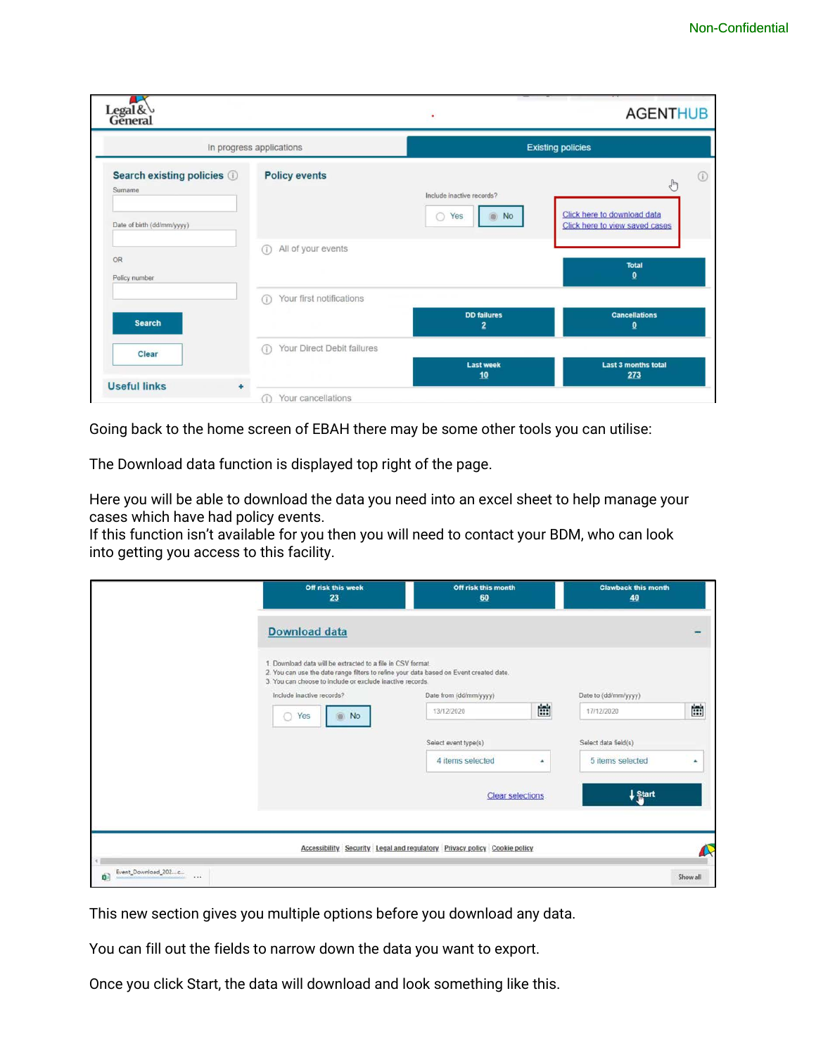Going back to the home screen of EBAH there may be some other tools you can utilise:

The Download data function is displayed top right of the page.

Here you will be able to download the data you need into an excel sheet to help manage your cases which have had policy events.
If this function isn't available for you then you will need to contact your BDM, who can look into getting you access to this facility.

This new section gives you multiple options before you download any data.

You can fill out the fields to narrow down the data you want to export.

Once you click Start, the data will download and look something like this.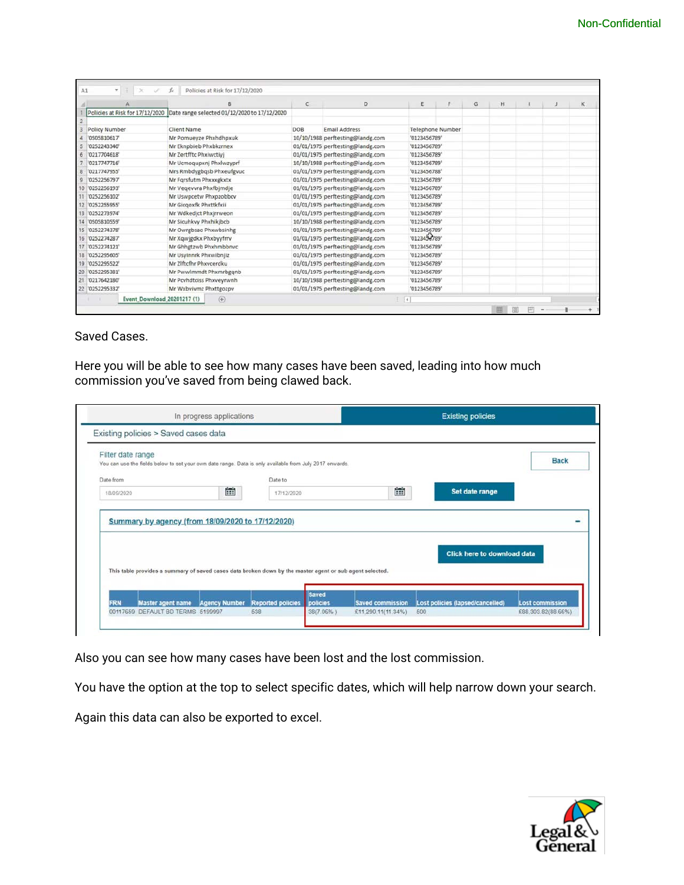| A | B | C | D | E |
|---|---|---|---|---|
| Policies at Risk for 17/12/2020 | Date range selected 01/12/2020 to 17/12/2020 | | | |
| | | | | |
| Policy Number | Client Name | DOB | Email Address | Telephone Number |
| '0505810617' | Mr Pomueyze Phxhdhpxuk | 10/10/1988 | perftesting@landg.com | '0123456789' |
| '0252243340' | Mr Eknpbieb Phxbkznex | 01/01/1975 | perftesting@landg.com | '0123456789' |
| '0217704618' | Mr Zertfftc Phxiwctiyj | 01/01/1975 | perftesting@landg.com | '0123456789' |
| '0217747716' | Mr Ucmoqupxnj Phxlwzyprf | 10/10/1988 | perftesting@landg.com | '0123456789' |
| '0217747955' | Mrs Rmbdygbqsb Phxeufgvuc | 01/01/1979 | perftesting@landg.com | '0123456788' |
| '0252256797' | Mr Fqrsfutm Phxxgkxtx | 01/01/1975 | perftesting@landg.com | '0123456789' |
| '0252256193' | Mr Veqevvra Phxfbjmdje | 01/01/1975 | perftesting@landg.com | '0123456789' |
| '0252256102' | Mr Uswpcetw Phxpzobbcv | 01/01/1975 | perftesting@landg.com | '0123456789' |
| '0252255955' | Mr Gicqoxfk Phxttkfxii | 01/01/1975 | perftesting@landg.com | '0123456789' |
| '0252273974' | Mr Wdkedjct Phxjrrweon | 01/01/1975 | perftesting@landg.com | '0123456789' |
| '0505810559' | Mr Sicuhkvy Phxhikjbcb | 10/10/1988 | perftesting@landg.com | '0123456789' |
| '0252274378' | Mr Owrgbsac Phxwbsinhg | 01/01/1975 | perftesting@landg.com | '0123456789' |
| '0252274287' | Mr Xqwjgdkx Phxbyyfrrv | 01/01/1975 | perftesting@landg.com | '0123456789' |
| '0252274121' | Mr Ghhgtzwb Phxhmbbnvc | 01/01/1975 | perftesting@landg.com | '0123456789' |
| '0252295605' | Mr Usyinnrk Phxwibnjiz | 01/01/1975 | perftesting@landg.com | '0123456789' |
| '0252295522' | Mr Zlftcfhr Phxvcerdku | 01/01/1975 | perftesting@landg.com | '0123456789' |
| '0252295381' | Mr Pwwimmdt Phxmrbgqnb | 01/01/1975 | perftesting@landg.com | '0123456789' |
| '0217642180' | Mr Pcvhdtciss Phxveyrwnh | 10/10/1988 | perftesting@landg.com | '0123456789' |
| '0252295332' | Mr Wxbvivmz Phxttgozpv | 01/01/1975 | perftesting@landg.com | '0123456789' |

Event_Download_20201217 (1)

Saved Cases.

Here you will be able to see how many cases have been saved, leading into how much commission you've saved from being clawed back.

In progress applications | Existing policies

Existing policies > Saved cases data

Filter date range

You can use the fields below to set your own date range. Data is only available from July 2017 onwards.

Date from: 18/09/2020 | Date to: 17/12/2020 | Set date range | Back

**Summary by agency (from 18/09/2020 to 17/12/2020)**

Click here to download data

This table provides a summary of saved cases data broken down by the master agent or sub agent selected.

| FRN | Master agent name | Agency Number | Reported policies | Saved policies | Saved commission | Lost policies (lapsed/cancelled) | Lost commission |
|---|---|---|---|---|---|---|---|
| 00117659 | DEFAULT BD TERMS | 5199997 | 538 | 38(7.06%) | £11,290.11(11.34%) | 500 | £88,303.82(88.66%) |

Also you can see how many cases have been lost and the lost commission.

You have the option at the top to select specific dates, which will help narrow down your search.

Again this data can also be exported to excel.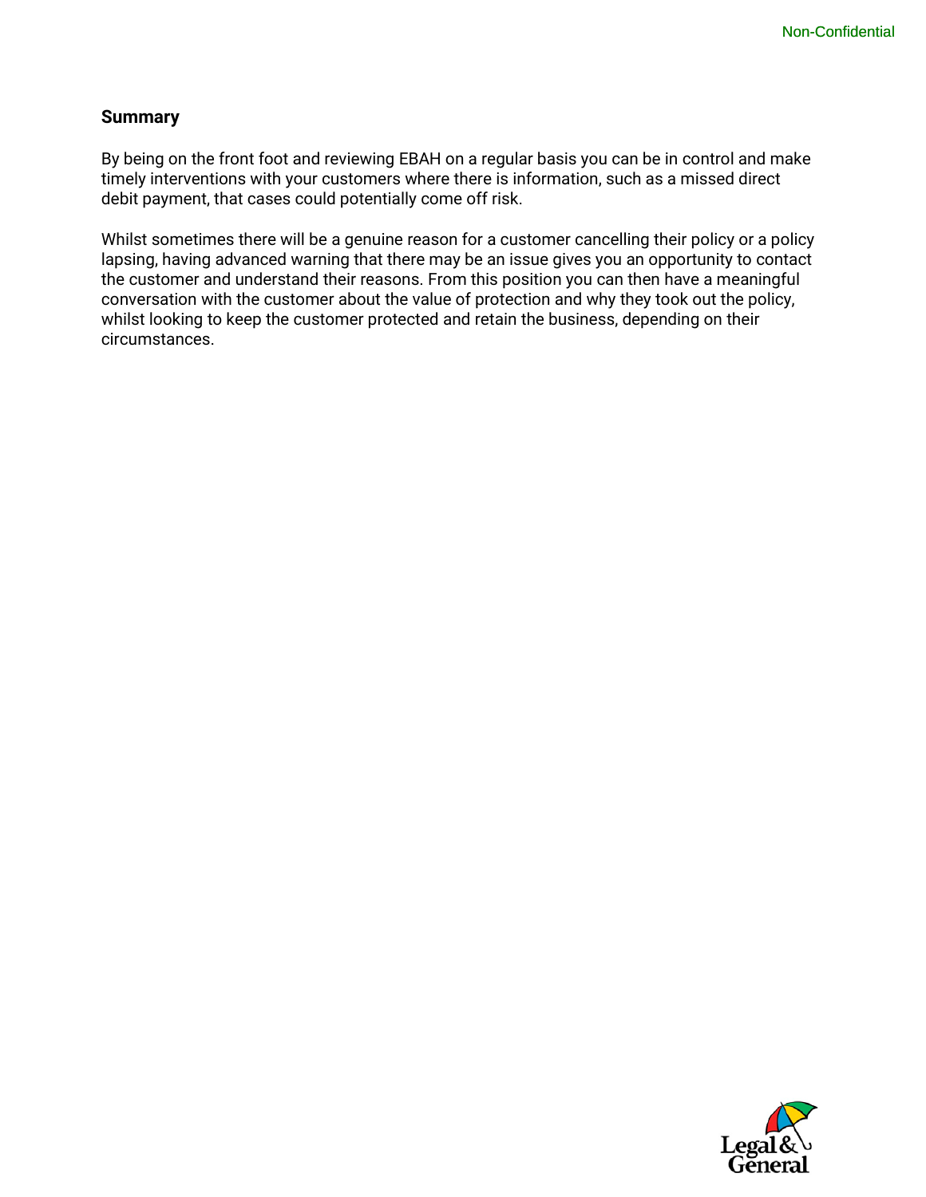## Summary

By being on the front foot and reviewing EBAH on a regular basis you can be in control and make timely interventions with your customers where there is information, such as a missed direct debit payment, that cases could potentially come off risk.

Whilst sometimes there will be a genuine reason for a customer cancelling their policy or a policy lapsing, having advanced warning that there may be an issue gives you an opportunity to contact the customer and understand their reasons. From this position you can then have a meaningful conversation with the customer about the value of protection and why they took out the policy, whilst looking to keep the customer protected and retain the business, depending on their circumstances.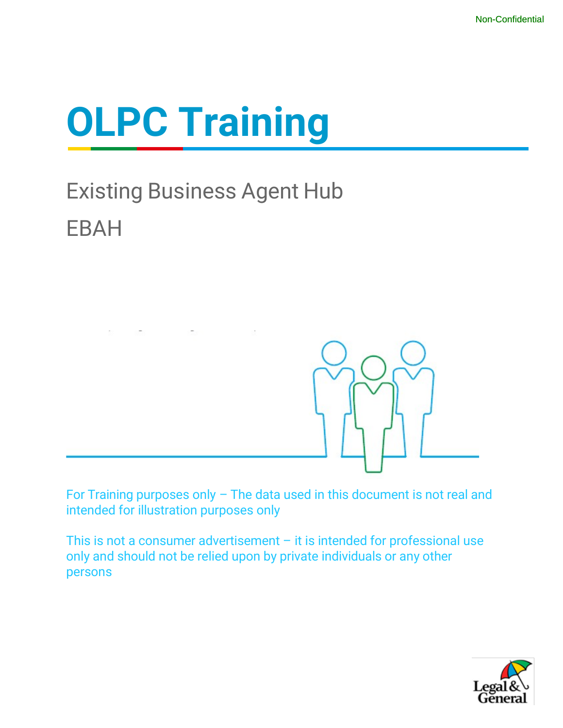# OLPC Training

Existing Business Agent Hub

EBAH

For Training purposes only – The data used in this document is not real and intended for illustration purposes only

This is not a consumer advertisement – it is intended for professional use only and should not be relied upon by private individuals or any other persons